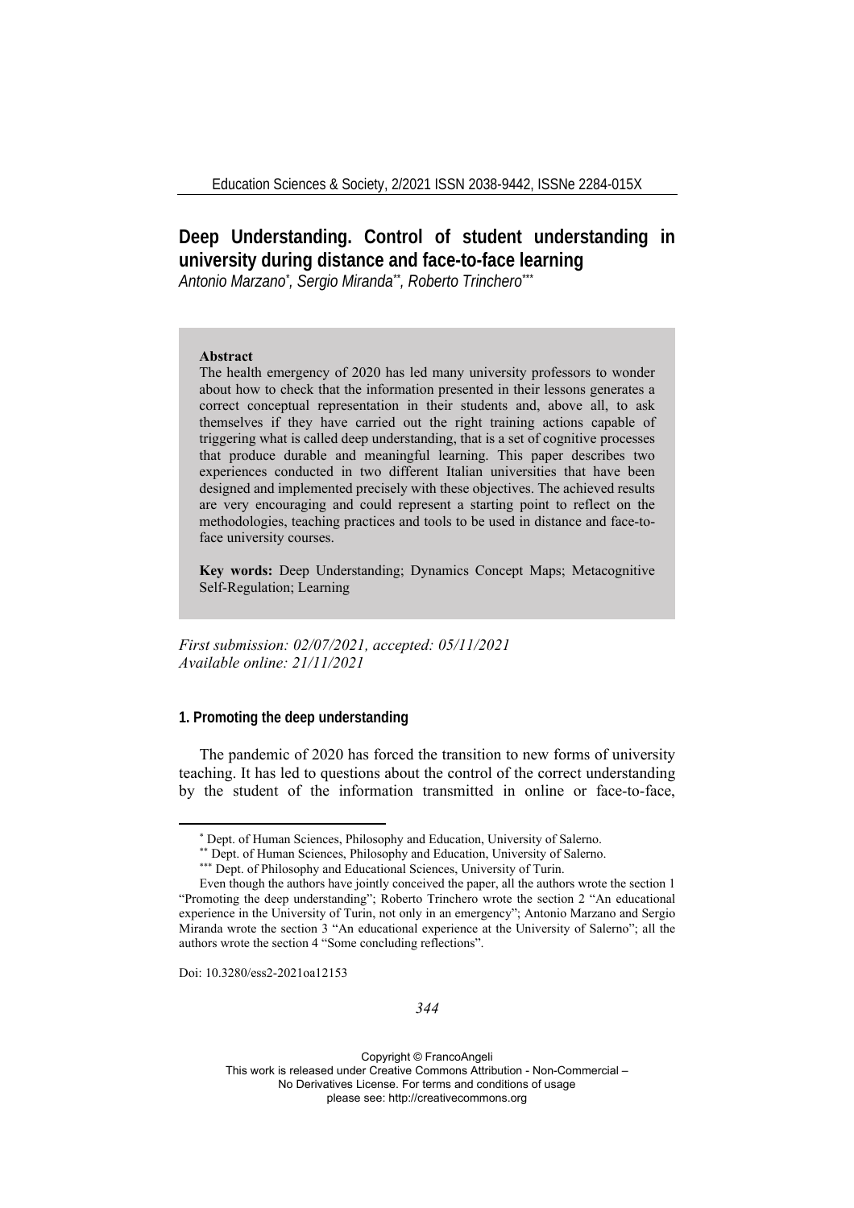# Deep Understanding. Control of student understanding in university during distance and face-to-face learning

*Antonio Marzano[*], Sergio Miranda[**], Roberto Trinchero[***]*

**Abstract**

The health emergency of 2020 has led many university professors to wonder about how to check that the information presented in their lessons generates a correct conceptual representation in their students and, above all, to ask themselves if they have carried out the right training actions capable of triggering what is called deep understanding, that is a set of cognitive processes that produce durable and meaningful learning. This paper describes two experiences conducted in two different Italian universities that have been designed and implemented precisely with these objectives. The achieved results are very encouraging and could represent a starting point to reflect on the methodologies, teaching practices and tools to be used in distance and face-to-face university courses.

**Key words:** Deep Understanding; Dynamics Concept Maps; Metacognitive Self-Regulation; Learning

*First submission: 02/07/2021, accepted: 05/11/2021*
*Available online: 21/11/2021*

## 1. Promoting the deep understanding

The pandemic of 2020 has forced the transition to new forms of university teaching. It has led to questions about the control of the correct understanding by the student of the information transmitted in online or face-to-face,

---

[*] Dept. of Human Sciences, Philosophy and Education, University of Salerno.

[**] Dept. of Human Sciences, Philosophy and Education, University of Salerno.

[***] Dept. of Philosophy and Educational Sciences, University of Turin.

Even though the authors have jointly conceived the paper, all the authors wrote the section 1 "Promoting the deep understanding"; Roberto Trinchero wrote the section 2 "An educational experience in the University of Turin, not only in an emergency"; Antonio Marzano and Sergio Miranda wrote the section 3 "An educational experience at the University of Salerno"; all the authors wrote the section 4 "Some concluding reflections".

Doi: 10.3280/ess2-2021oa12153

Copyright © FrancoAngeli
This work is released under Creative Commons Attribution - Non-Commercial – No Derivatives License. For terms and conditions of usage please see: http://creativecommons.org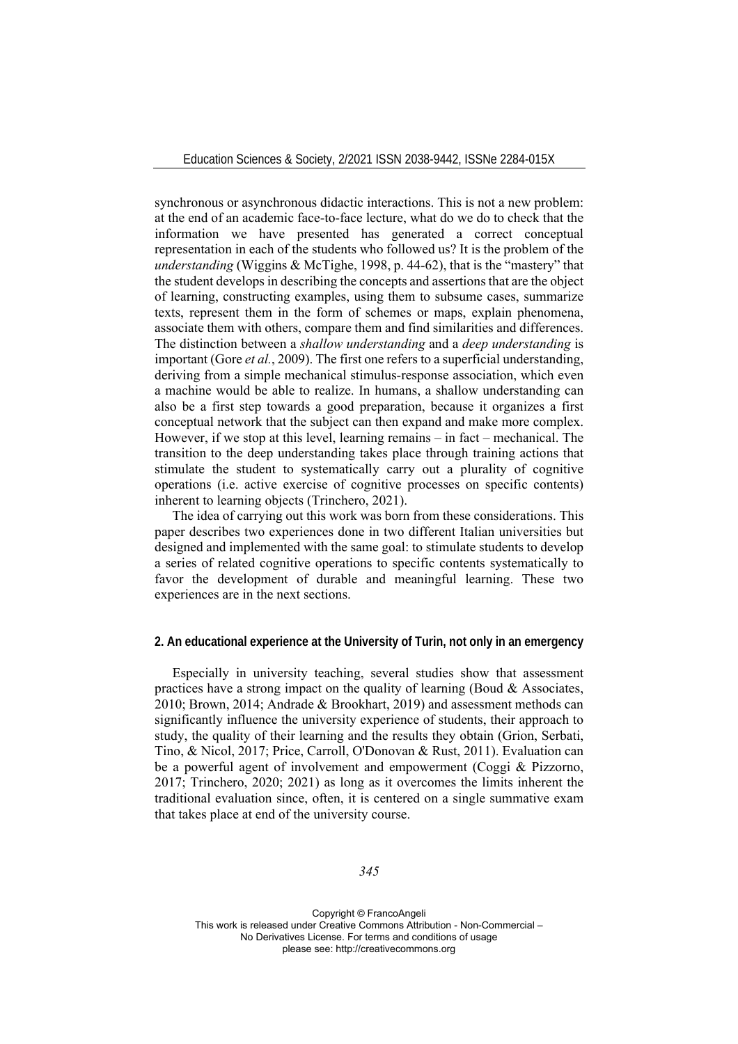synchronous or asynchronous didactic interactions. This is not a new problem: at the end of an academic face-to-face lecture, what do we do to check that the information we have presented has generated a correct conceptual representation in each of the students who followed us? It is the problem of the *understanding* (Wiggins & McTighe, 1998, p. 44-62), that is the "mastery" that the student develops in describing the concepts and assertions that are the object of learning, constructing examples, using them to subsume cases, summarize texts, represent them in the form of schemes or maps, explain phenomena, associate them with others, compare them and find similarities and differences. The distinction between a *shallow understanding* and a *deep understanding* is important (Gore *et al.*, 2009). The first one refers to a superficial understanding, deriving from a simple mechanical stimulus-response association, which even a machine would be able to realize. In humans, a shallow understanding can also be a first step towards a good preparation, because it organizes a first conceptual network that the subject can then expand and make more complex. However, if we stop at this level, learning remains – in fact – mechanical. The transition to the deep understanding takes place through training actions that stimulate the student to systematically carry out a plurality of cognitive operations (i.e. active exercise of cognitive processes on specific contents) inherent to learning objects (Trinchero, 2021).

The idea of carrying out this work was born from these considerations. This paper describes two experiences done in two different Italian universities but designed and implemented with the same goal: to stimulate students to develop a series of related cognitive operations to specific contents systematically to favor the development of durable and meaningful learning. These two experiences are in the next sections.

## 2. An educational experience at the University of Turin, not only in an emergency

Especially in university teaching, several studies show that assessment practices have a strong impact on the quality of learning (Boud & Associates, 2010; Brown, 2014; Andrade & Brookhart, 2019) and assessment methods can significantly influence the university experience of students, their approach to study, the quality of their learning and the results they obtain (Grion, Serbati, Tino, & Nicol, 2017; Price, Carroll, O'Donovan & Rust, 2011). Evaluation can be a powerful agent of involvement and empowerment (Coggi & Pizzorno, 2017; Trinchero, 2020; 2021) as long as it overcomes the limits inherent the traditional evaluation since, often, it is centered on a single summative exam that takes place at end of the university course.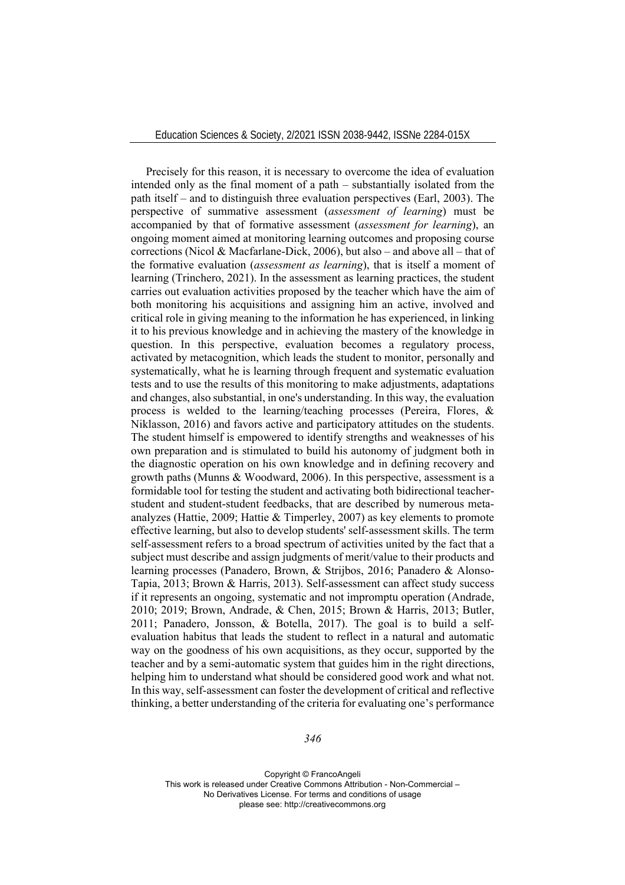Precisely for this reason, it is necessary to overcome the idea of evaluation intended only as the final moment of a path – substantially isolated from the path itself – and to distinguish three evaluation perspectives (Earl, 2003). The perspective of summative assessment (*assessment of learning*) must be accompanied by that of formative assessment (*assessment for learning*), an ongoing moment aimed at monitoring learning outcomes and proposing course corrections (Nicol & Macfarlane-Dick, 2006), but also – and above all – that of the formative evaluation (*assessment as learning*), that is itself a moment of learning (Trinchero, 2021). In the assessment as learning practices, the student carries out evaluation activities proposed by the teacher which have the aim of both monitoring his acquisitions and assigning him an active, involved and critical role in giving meaning to the information he has experienced, in linking it to his previous knowledge and in achieving the mastery of the knowledge in question. In this perspective, evaluation becomes a regulatory process, activated by metacognition, which leads the student to monitor, personally and systematically, what he is learning through frequent and systematic evaluation tests and to use the results of this monitoring to make adjustments, adaptations and changes, also substantial, in one's understanding. In this way, the evaluation process is welded to the learning/teaching processes (Pereira, Flores, & Niklasson, 2016) and favors active and participatory attitudes on the students. The student himself is empowered to identify strengths and weaknesses of his own preparation and is stimulated to build his autonomy of judgment both in the diagnostic operation on his own knowledge and in defining recovery and growth paths (Munns & Woodward, 2006). In this perspective, assessment is a formidable tool for testing the student and activating both bidirectional teacher-student and student-student feedbacks, that are described by numerous meta-analyzes (Hattie, 2009; Hattie & Timperley, 2007) as key elements to promote effective learning, but also to develop students' self-assessment skills. The term self-assessment refers to a broad spectrum of activities united by the fact that a subject must describe and assign judgments of merit/value to their products and learning processes (Panadero, Brown, & Strijbos, 2016; Panadero & Alonso-Tapia, 2013; Brown & Harris, 2013). Self-assessment can affect study success if it represents an ongoing, systematic and not impromptu operation (Andrade, 2010; 2019; Brown, Andrade, & Chen, 2015; Brown & Harris, 2013; Butler, 2011; Panadero, Jonsson, & Botella, 2017). The goal is to build a self-evaluation habitus that leads the student to reflect in a natural and automatic way on the goodness of his own acquisitions, as they occur, supported by the teacher and by a semi-automatic system that guides him in the right directions, helping him to understand what should be considered good work and what not. In this way, self-assessment can foster the development of critical and reflective thinking, a better understanding of the criteria for evaluating one's performance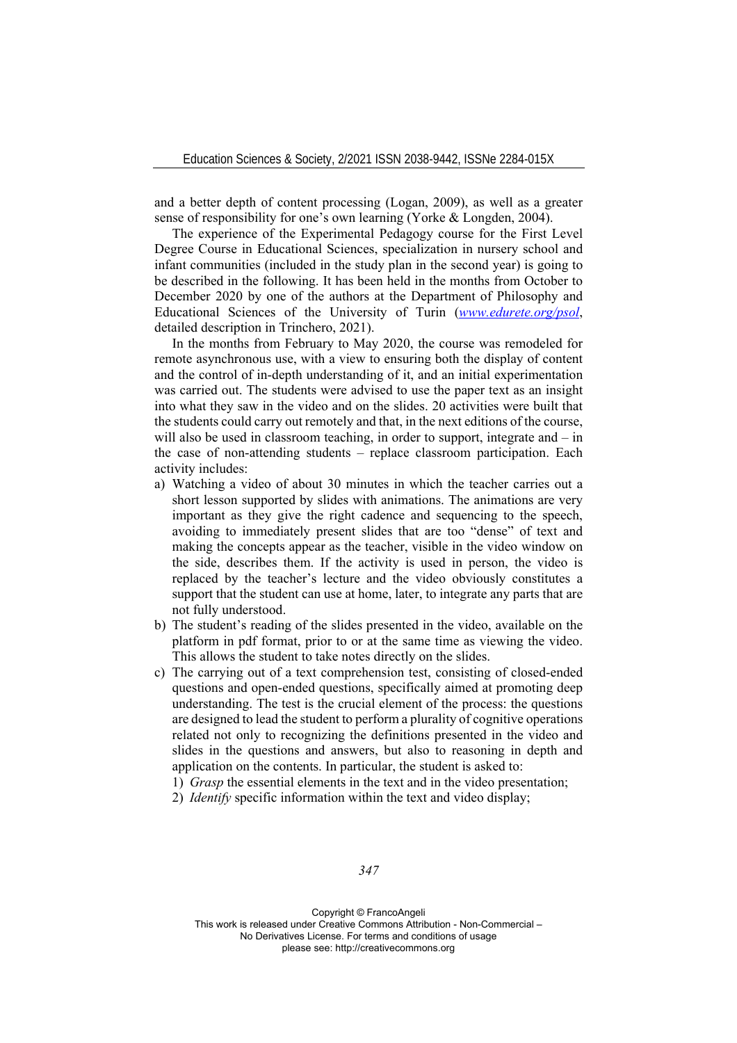and a better depth of content processing (Logan, 2009), as well as a greater sense of responsibility for one's own learning (Yorke & Longden, 2004).

The experience of the Experimental Pedagogy course for the First Level Degree Course in Educational Sciences, specialization in nursery school and infant communities (included in the study plan in the second year) is going to be described in the following. It has been held in the months from October to December 2020 by one of the authors at the Department of Philosophy and Educational Sciences of the University of Turin (*www.edurete.org/psol*, detailed description in Trinchero, 2021).

In the months from February to May 2020, the course was remodeled for remote asynchronous use, with a view to ensuring both the display of content and the control of in-depth understanding of it, and an initial experimentation was carried out. The students were advised to use the paper text as an insight into what they saw in the video and on the slides. 20 activities were built that the students could carry out remotely and that, in the next editions of the course, will also be used in classroom teaching, in order to support, integrate and – in the case of non-attending students – replace classroom participation. Each activity includes:

a) Watching a video of about 30 minutes in which the teacher carries out a short lesson supported by slides with animations. The animations are very important as they give the right cadence and sequencing to the speech, avoiding to immediately present slides that are too "dense" of text and making the concepts appear as the teacher, visible in the video window on the side, describes them. If the activity is used in person, the video is replaced by the teacher's lecture and the video obviously constitutes a support that the student can use at home, later, to integrate any parts that are not fully understood.
b) The student's reading of the slides presented in the video, available on the platform in pdf format, prior to or at the same time as viewing the video. This allows the student to take notes directly on the slides.
c) The carrying out of a text comprehension test, consisting of closed-ended questions and open-ended questions, specifically aimed at promoting deep understanding. The test is the crucial element of the process: the questions are designed to lead the student to perform a plurality of cognitive operations related not only to recognizing the definitions presented in the video and slides in the questions and answers, but also to reasoning in depth and application on the contents. In particular, the student is asked to:
    1) *Grasp* the essential elements in the text and in the video presentation;
    2) *Identify* specific information within the text and video display;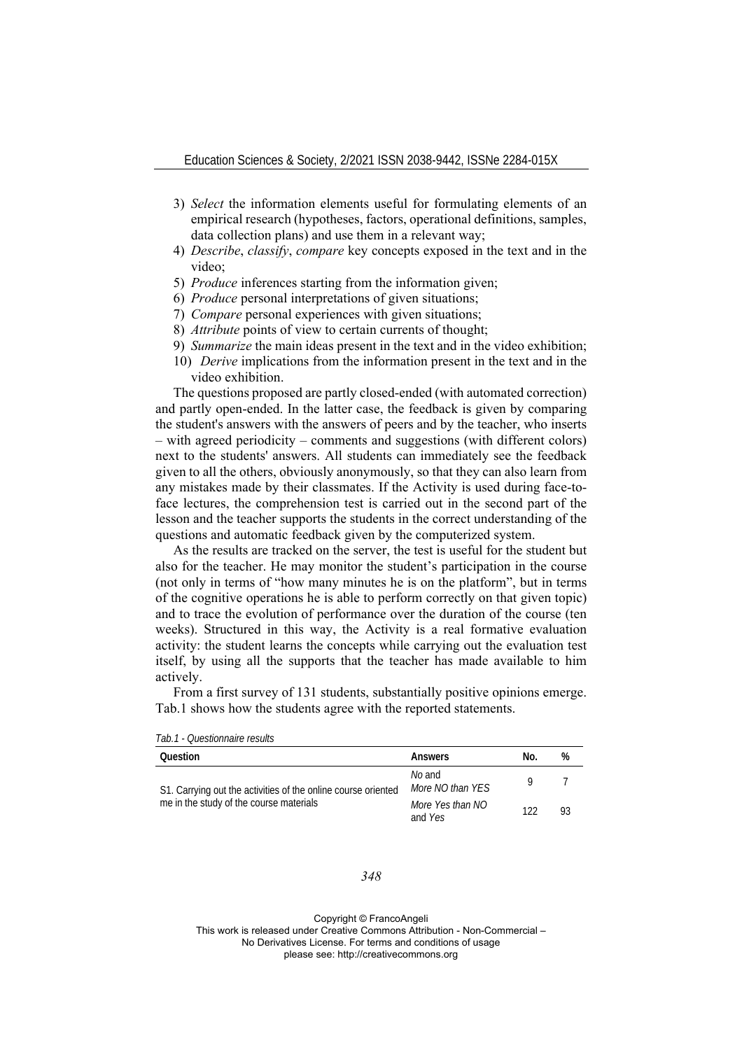3) *Select* the information elements useful for formulating elements of an empirical research (hypotheses, factors, operational definitions, samples, data collection plans) and use them in a relevant way;
4) *Describe*, *classify*, *compare* key concepts exposed in the text and in the video;
5) *Produce* inferences starting from the information given;
6) *Produce* personal interpretations of given situations;
7) *Compare* personal experiences with given situations;
8) *Attribute* points of view to certain currents of thought;
9) *Summarize* the main ideas present in the text and in the video exhibition;
10) *Derive* implications from the information present in the text and in the video exhibition.

The questions proposed are partly closed-ended (with automated correction) and partly open-ended. In the latter case, the feedback is given by comparing the student's answers with the answers of peers and by the teacher, who inserts – with agreed periodicity – comments and suggestions (with different colors) next to the students' answers. All students can immediately see the feedback given to all the others, obviously anonymously, so that they can also learn from any mistakes made by their classmates. If the Activity is used during face-to-face lectures, the comprehension test is carried out in the second part of the lesson and the teacher supports the students in the correct understanding of the questions and automatic feedback given by the computerized system.

As the results are tracked on the server, the test is useful for the student but also for the teacher. He may monitor the student's participation in the course (not only in terms of "how many minutes he is on the platform", but in terms of the cognitive operations he is able to perform correctly on that given topic) and to trace the evolution of performance over the duration of the course (ten weeks). Structured in this way, the Activity is a real formative evaluation activity: the student learns the concepts while carrying out the evaluation test itself, by using all the supports that the teacher has made available to him actively.

From a first survey of 131 students, substantially positive opinions emerge. Tab.1 shows how the students agree with the reported statements.

*Tab.1 - Questionnaire results*

| Question | Answers | No. | % |
|---|---|---|---|
| S1. Carrying out the activities of the online course oriented me in the study of the course materials | *No* and *More NO than YES* | 9 | 7 |
| | *More Yes than NO* and *Yes* | 122 | 93 |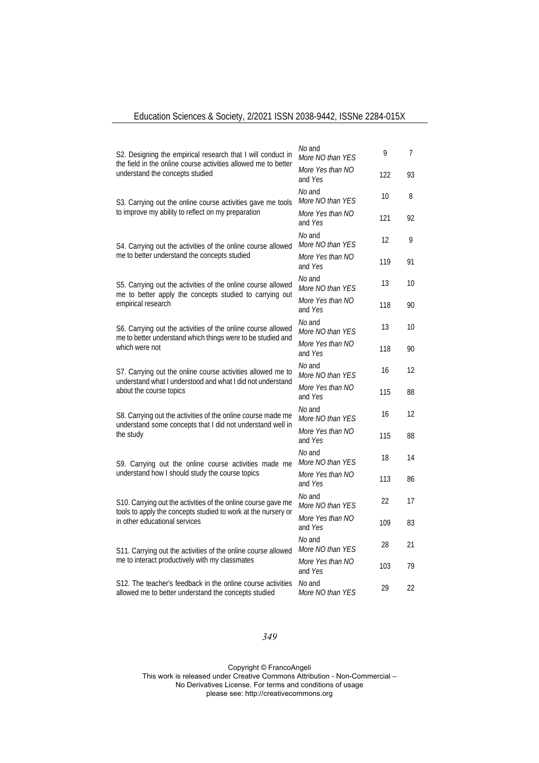| | | | |
|---|---|---|---|
| S2. Designing the empirical research that I will conduct in the field in the online course activities allowed me to better understand the concepts studied | *No* and *More NO than YES* | 9 | 7 |
| | *More Yes than NO* and *Yes* | 122 | 93 |
| S3. Carrying out the online course activities gave me tools to improve my ability to reflect on my preparation | *No* and *More NO than YES* | 10 | 8 |
| | *More Yes than NO* and *Yes* | 121 | 92 |
| S4. Carrying out the activities of the online course allowed me to better understand the concepts studied | *No* and *More NO than YES* | 12 | 9 |
| | *More Yes than NO* and *Yes* | 119 | 91 |
| S5. Carrying out the activities of the online course allowed me to better apply the concepts studied to carrying out empirical research | *No* and *More NO than YES* | 13 | 10 |
| | *More Yes than NO* and *Yes* | 118 | 90 |
| S6. Carrying out the activities of the online course allowed me to better understand which things were to be studied and which were not | *No* and *More NO than YES* | 13 | 10 |
| | *More Yes than NO* and *Yes* | 118 | 90 |
| S7. Carrying out the online course activities allowed me to understand what I understood and what I did not understand about the course topics | *No* and *More NO than YES* | 16 | 12 |
| | *More Yes than NO* and *Yes* | 115 | 88 |
| S8. Carrying out the activities of the online course made me understand some concepts that I did not understand well in the study | *No* and *More NO than YES* | 16 | 12 |
| | *More Yes than NO* and *Yes* | 115 | 88 |
| S9. Carrying out the online course activities made me understand how I should study the course topics | *No* and *More NO than YES* | 18 | 14 |
| | *More Yes than NO* and *Yes* | 113 | 86 |
| S10. Carrying out the activities of the online course gave me tools to apply the concepts studied to work at the nursery or in other educational services | *No* and *More NO than YES* | 22 | 17 |
| | *More Yes than NO* and *Yes* | 109 | 83 |
| S11. Carrying out the activities of the online course allowed me to interact productively with my classmates | *No* and *More NO than YES* | 28 | 21 |
| | *More Yes than NO* and *Yes* | 103 | 79 |
| S12. The teacher's feedback in the online course activities allowed me to better understand the concepts studied | *No* and *More NO than YES* | 29 | 22 |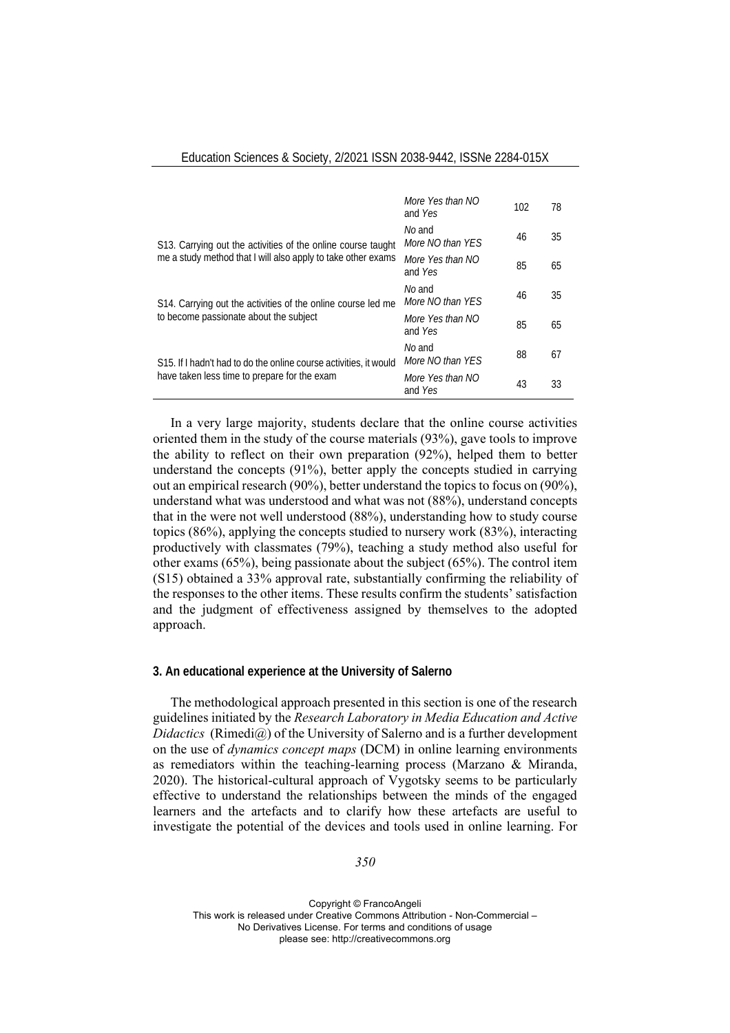|  |  |  |  |
| --- | --- | --- | --- |
|  | *More Yes than NO* and *Yes* | 102 | 78 |
| S13. Carrying out the activities of the online course taught me a study method that I will also apply to take other exams | *No* and *More NO than YES* | 46 | 35 |
|  | *More Yes than NO* and *Yes* | 85 | 65 |
| S14. Carrying out the activities of the online course led me to become passionate about the subject | *No* and *More NO than YES* | 46 | 35 |
|  | *More Yes than NO* and *Yes* | 85 | 65 |
| S15. If I hadn't had to do the online course activities, it would have taken less time to prepare for the exam | *No* and *More NO than YES* | 88 | 67 |
|  | *More Yes than NO* and *Yes* | 43 | 33 |

In a very large majority, students declare that the online course activities oriented them in the study of the course materials (93%), gave tools to improve the ability to reflect on their own preparation (92%), helped them to better understand the concepts (91%), better apply the concepts studied in carrying out an empirical research (90%), better understand the topics to focus on (90%), understand what was understood and what was not (88%), understand concepts that in the were not well understood (88%), understanding how to study course topics (86%), applying the concepts studied to nursery work (83%), interacting productively with classmates (79%), teaching a study method also useful for other exams (65%), being passionate about the subject (65%). The control item (S15) obtained a 33% approval rate, substantially confirming the reliability of the responses to the other items. These results confirm the students' satisfaction and the judgment of effectiveness assigned by themselves to the adopted approach.

### 3. An educational experience at the University of Salerno

The methodological approach presented in this section is one of the research guidelines initiated by the *Research Laboratory in Media Education and Active Didactics* (Rimedi@) of the University of Salerno and is a further development on the use of *dynamics concept maps* (DCM) in online learning environments as remediators within the teaching-learning process (Marzano & Miranda, 2020). The historical-cultural approach of Vygotsky seems to be particularly effective to understand the relationships between the minds of the engaged learners and the artefacts and to clarify how these artefacts are useful to investigate the potential of the devices and tools used in online learning. For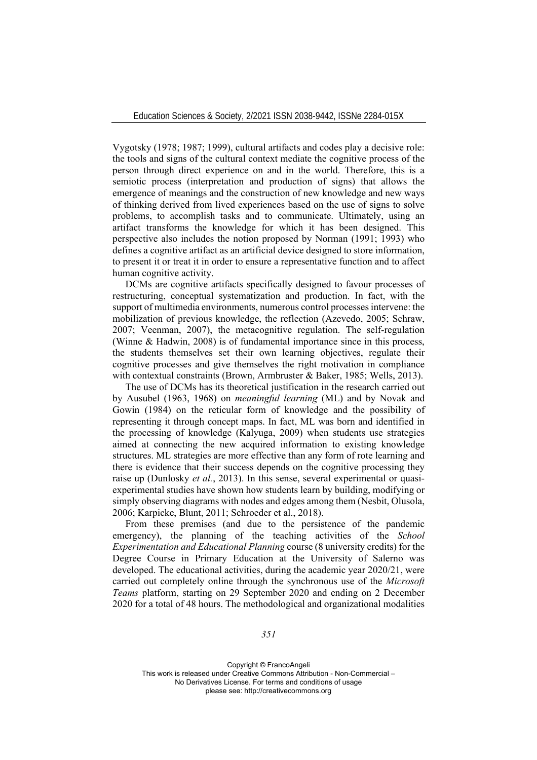Vygotsky (1978; 1987; 1999), cultural artifacts and codes play a decisive role: the tools and signs of the cultural context mediate the cognitive process of the person through direct experience on and in the world. Therefore, this is a semiotic process (interpretation and production of signs) that allows the emergence of meanings and the construction of new knowledge and new ways of thinking derived from lived experiences based on the use of signs to solve problems, to accomplish tasks and to communicate. Ultimately, using an artifact transforms the knowledge for which it has been designed. This perspective also includes the notion proposed by Norman (1991; 1993) who defines a cognitive artifact as an artificial device designed to store information, to present it or treat it in order to ensure a representative function and to affect human cognitive activity.

DCMs are cognitive artifacts specifically designed to favour processes of restructuring, conceptual systematization and production. In fact, with the support of multimedia environments, numerous control processes intervene: the mobilization of previous knowledge, the reflection (Azevedo, 2005; Schraw, 2007; Veenman, 2007), the metacognitive regulation. The self-regulation (Winne & Hadwin, 2008) is of fundamental importance since in this process, the students themselves set their own learning objectives, regulate their cognitive processes and give themselves the right motivation in compliance with contextual constraints (Brown, Armbruster & Baker, 1985; Wells, 2013).

The use of DCMs has its theoretical justification in the research carried out by Ausubel (1963, 1968) on *meaningful learning* (ML) and by Novak and Gowin (1984) on the reticular form of knowledge and the possibility of representing it through concept maps. In fact, ML was born and identified in the processing of knowledge (Kalyuga, 2009) when students use strategies aimed at connecting the new acquired information to existing knowledge structures. ML strategies are more effective than any form of rote learning and there is evidence that their success depends on the cognitive processing they raise up (Dunlosky *et al.*, 2013). In this sense, several experimental or quasi-experimental studies have shown how students learn by building, modifying or simply observing diagrams with nodes and edges among them (Nesbit, Olusola, 2006; Karpicke, Blunt, 2011; Schroeder et al., 2018).

From these premises (and due to the persistence of the pandemic emergency), the planning of the teaching activities of the *School Experimentation and Educational Planning* course (8 university credits) for the Degree Course in Primary Education at the University of Salerno was developed. The educational activities, during the academic year 2020/21, were carried out completely online through the synchronous use of the *Microsoft Teams* platform, starting on 29 September 2020 and ending on 2 December 2020 for a total of 48 hours. The methodological and organizational modalities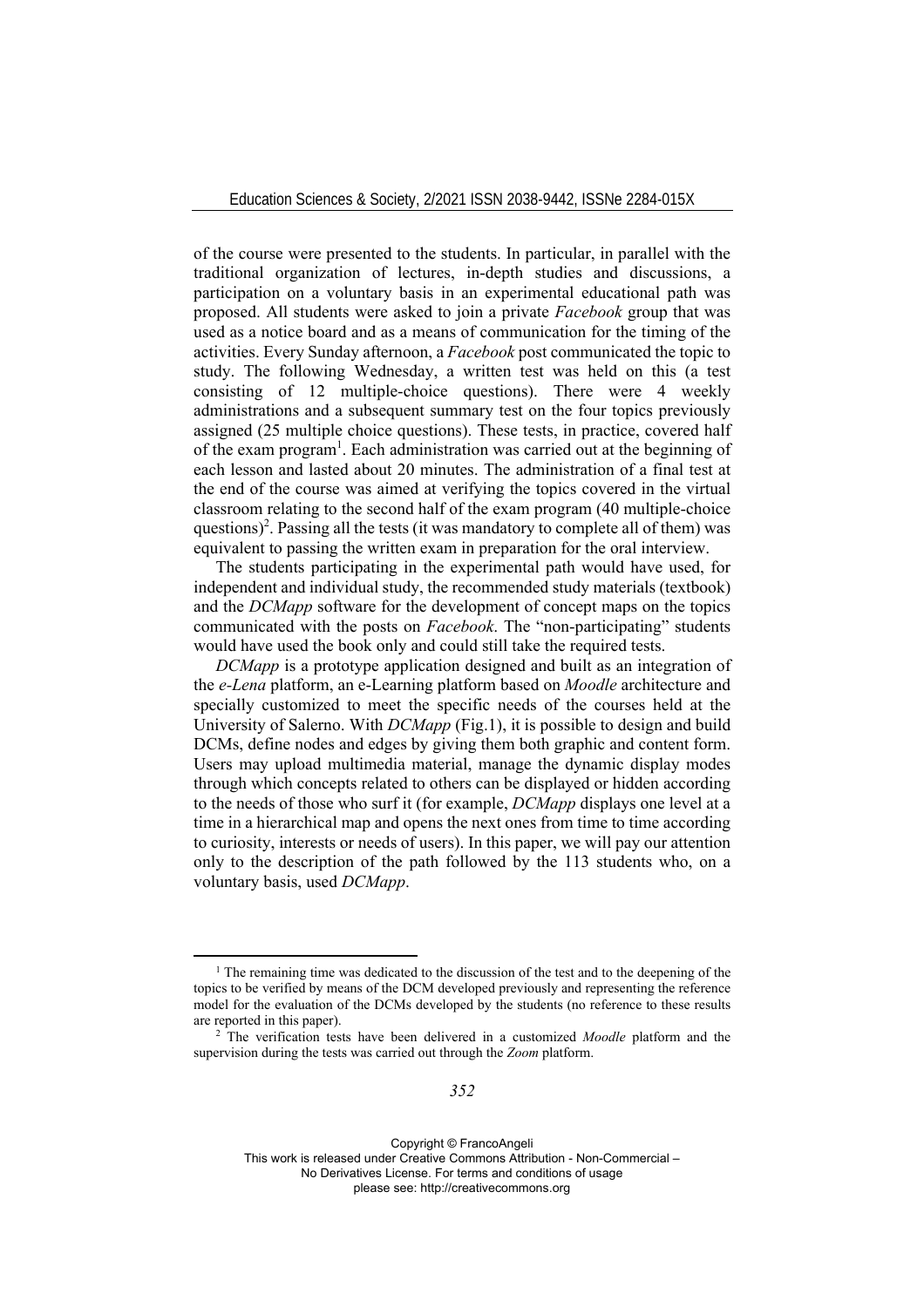of the course were presented to the students. In particular, in parallel with the traditional organization of lectures, in-depth studies and discussions, a participation on a voluntary basis in an experimental educational path was proposed. All students were asked to join a private *Facebook* group that was used as a notice board and as a means of communication for the timing of the activities. Every Sunday afternoon, a *Facebook* post communicated the topic to study. The following Wednesday, a written test was held on this (a test consisting of 12 multiple-choice questions). There were 4 weekly administrations and a subsequent summary test on the four topics previously assigned (25 multiple choice questions). These tests, in practice, covered half of the exam program[1]. Each administration was carried out at the beginning of each lesson and lasted about 20 minutes. The administration of a final test at the end of the course was aimed at verifying the topics covered in the virtual classroom relating to the second half of the exam program (40 multiple-choice questions)[2]. Passing all the tests (it was mandatory to complete all of them) was equivalent to passing the written exam in preparation for the oral interview.

The students participating in the experimental path would have used, for independent and individual study, the recommended study materials (textbook) and the *DCMapp* software for the development of concept maps on the topics communicated with the posts on *Facebook*. The "non-participating" students would have used the book only and could still take the required tests.

*DCMapp* is a prototype application designed and built as an integration of the *e-Lena* platform, an e-Learning platform based on *Moodle* architecture and specially customized to meet the specific needs of the courses held at the University of Salerno. With *DCMapp* (Fig.1), it is possible to design and build DCMs, define nodes and edges by giving them both graphic and content form. Users may upload multimedia material, manage the dynamic display modes through which concepts related to others can be displayed or hidden according to the needs of those who surf it (for example, *DCMapp* displays one level at a time in a hierarchical map and opens the next ones from time to time according to curiosity, interests or needs of users). In this paper, we will pay our attention only to the description of the path followed by the 113 students who, on a voluntary basis, used *DCMapp*.

---

[1] The remaining time was dedicated to the discussion of the test and to the deepening of the topics to be verified by means of the DCM developed previously and representing the reference model for the evaluation of the DCMs developed by the students (no reference to these results are reported in this paper).

[2] The verification tests have been delivered in a customized *Moodle* platform and the supervision during the tests was carried out through the *Zoom* platform.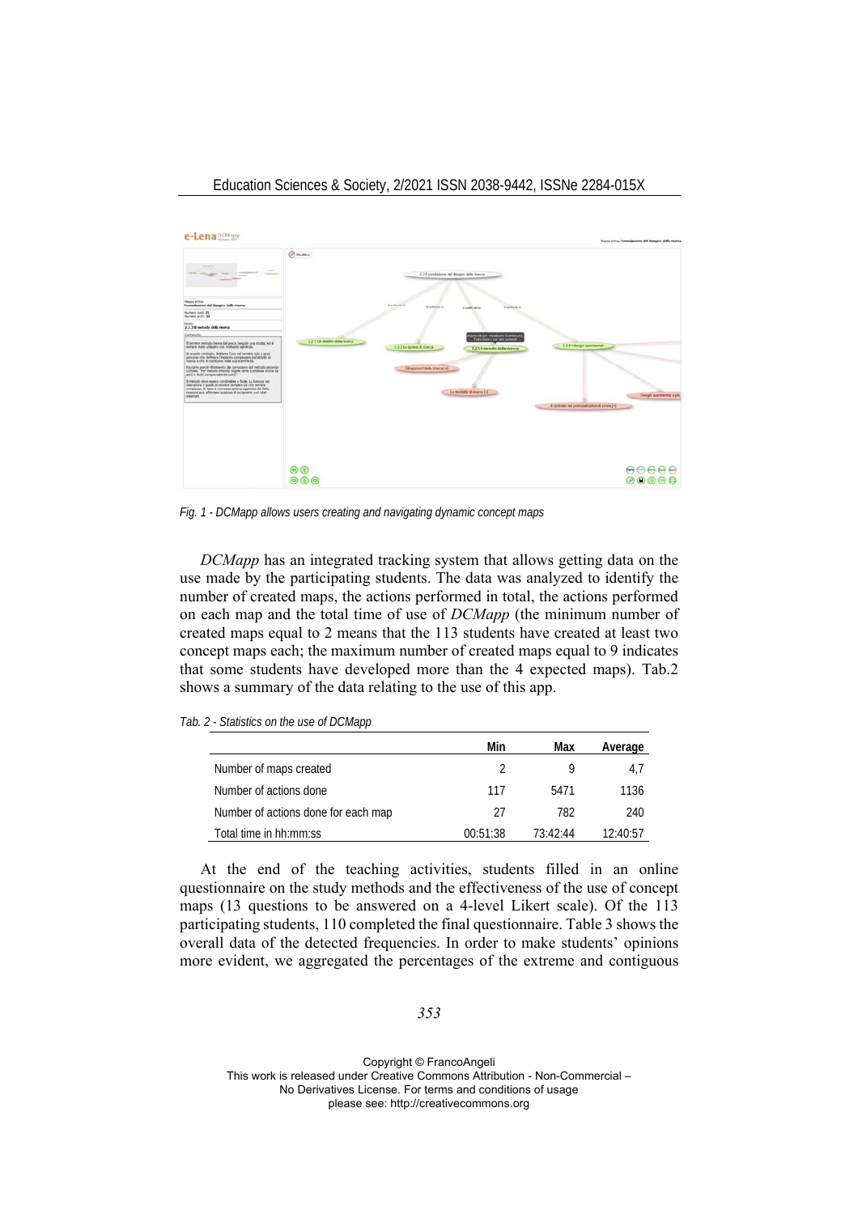Fig. 1 - DCMapp allows users creating and navigating dynamic concept maps

*DCMapp* has an integrated tracking system that allows getting data on the use made by the participating students. The data was analyzed to identify the number of created maps, the actions performed in total, the actions performed on each map and the total time of use of *DCMapp* (the minimum number of created maps equal to 2 means that the 113 students have created at least two concept maps each; the maximum number of created maps equal to 9 indicates that some students have developed more than the 4 expected maps). Tab.2 shows a summary of the data relating to the use of this app.

Tab. 2 - Statistics on the use of DCMapp

| | Min | Max | Average |
|---|---|---|---|
| Number of maps created | 2 | 9 | 4,7 |
| Number of actions done | 117 | 5471 | 1136 |
| Number of actions done for each map | 27 | 782 | 240 |
| Total time in hh:mm:ss | 00:51:38 | 73:42:44 | 12:40:57 |

At the end of the teaching activities, students filled in an online questionnaire on the study methods and the effectiveness of the use of concept maps (13 questions to be answered on a 4-level Likert scale). Of the 113 participating students, 110 completed the final questionnaire. Table 3 shows the overall data of the detected frequencies. In order to make students' opinions more evident, we aggregated the percentages of the extreme and contiguous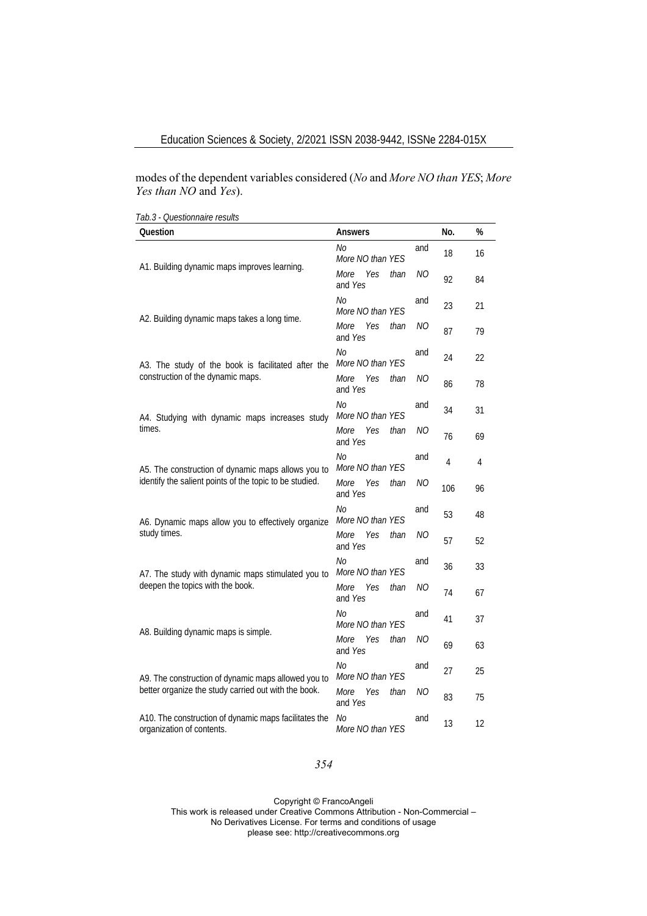modes of the dependent variables considered (*No* and *More NO than YES*; *More Yes than NO* and *Yes*).

*Tab.3 - Questionnaire results*

| Question | Answers | No. | % |
|---|---|---|---|
| A1. Building dynamic maps improves learning. | *No* and *More NO than YES* | 18 | 16 |
| | *More Yes than NO* and *Yes* | 92 | 84 |
| A2. Building dynamic maps takes a long time. | *No* and *More NO than YES* | 23 | 21 |
| | *More Yes than NO* and *Yes* | 87 | 79 |
| A3. The study of the book is facilitated after the construction of the dynamic maps. | *No* and *More NO than YES* | 24 | 22 |
| | *More Yes than NO* and *Yes* | 86 | 78 |
| A4. Studying with dynamic maps increases study times. | *No* and *More NO than YES* | 34 | 31 |
| | *More Yes than NO* and *Yes* | 76 | 69 |
| A5. The construction of dynamic maps allows you to identify the salient points of the topic to be studied. | *No* and *More NO than YES* | 4 | 4 |
| | *More Yes than NO* and *Yes* | 106 | 96 |
| A6. Dynamic maps allow you to effectively organize study times. | *No* and *More NO than YES* | 53 | 48 |
| | *More Yes than NO* and *Yes* | 57 | 52 |
| A7. The study with dynamic maps stimulated you to deepen the topics with the book. | *No* and *More NO than YES* | 36 | 33 |
| | *More Yes than NO* and *Yes* | 74 | 67 |
| A8. Building dynamic maps is simple. | *No* and *More NO than YES* | 41 | 37 |
| | *More Yes than NO* and *Yes* | 69 | 63 |
| A9. The construction of dynamic maps allowed you to better organize the study carried out with the book. | *No* and *More NO than YES* | 27 | 25 |
| | *More Yes than NO* and *Yes* | 83 | 75 |
| A10. The construction of dynamic maps facilitates the organization of contents. | *No* and *More NO than YES* | 13 | 12 |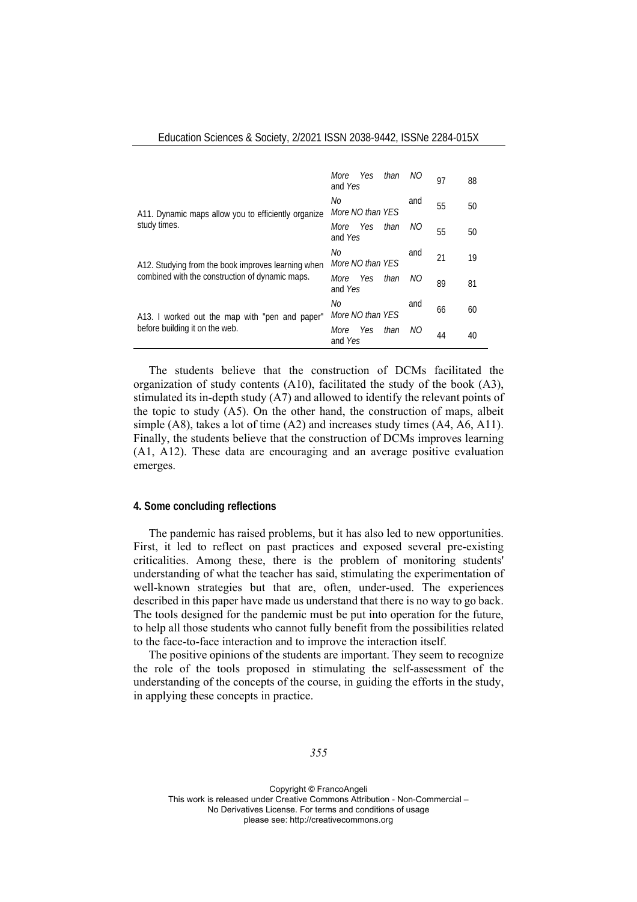| | *More Yes than NO* and *Yes* | 97 | 88 |
|---|---|---|---|
| A11. Dynamic maps allow you to efficiently organize study times. | *No* and *More NO than YES* | 55 | 50 |
| | *More Yes than NO* and *Yes* | 55 | 50 |
| A12. Studying from the book improves learning when combined with the construction of dynamic maps. | *No* and *More NO than YES* | 21 | 19 |
| | *More Yes than NO* and *Yes* | 89 | 81 |
| A13. I worked out the map with "pen and paper" before building it on the web. | *No* and *More NO than YES* | 66 | 60 |
| | *More Yes than NO* and *Yes* | 44 | 40 |

The students believe that the construction of DCMs facilitated the organization of study contents (A10), facilitated the study of the book (A3), stimulated its in-depth study (A7) and allowed to identify the relevant points of the topic to study (A5). On the other hand, the construction of maps, albeit simple (A8), takes a lot of time (A2) and increases study times (A4, A6, A11). Finally, the students believe that the construction of DCMs improves learning (A1, A12). These data are encouraging and an average positive evaluation emerges.

## 4. Some concluding reflections

The pandemic has raised problems, but it has also led to new opportunities. First, it led to reflect on past practices and exposed several pre-existing criticalities. Among these, there is the problem of monitoring students' understanding of what the teacher has said, stimulating the experimentation of well-known strategies but that are, often, under-used. The experiences described in this paper have made us understand that there is no way to go back. The tools designed for the pandemic must be put into operation for the future, to help all those students who cannot fully benefit from the possibilities related to the face-to-face interaction and to improve the interaction itself.

The positive opinions of the students are important. They seem to recognize the role of the tools proposed in stimulating the self-assessment of the understanding of the concepts of the course, in guiding the efforts in the study, in applying these concepts in practice.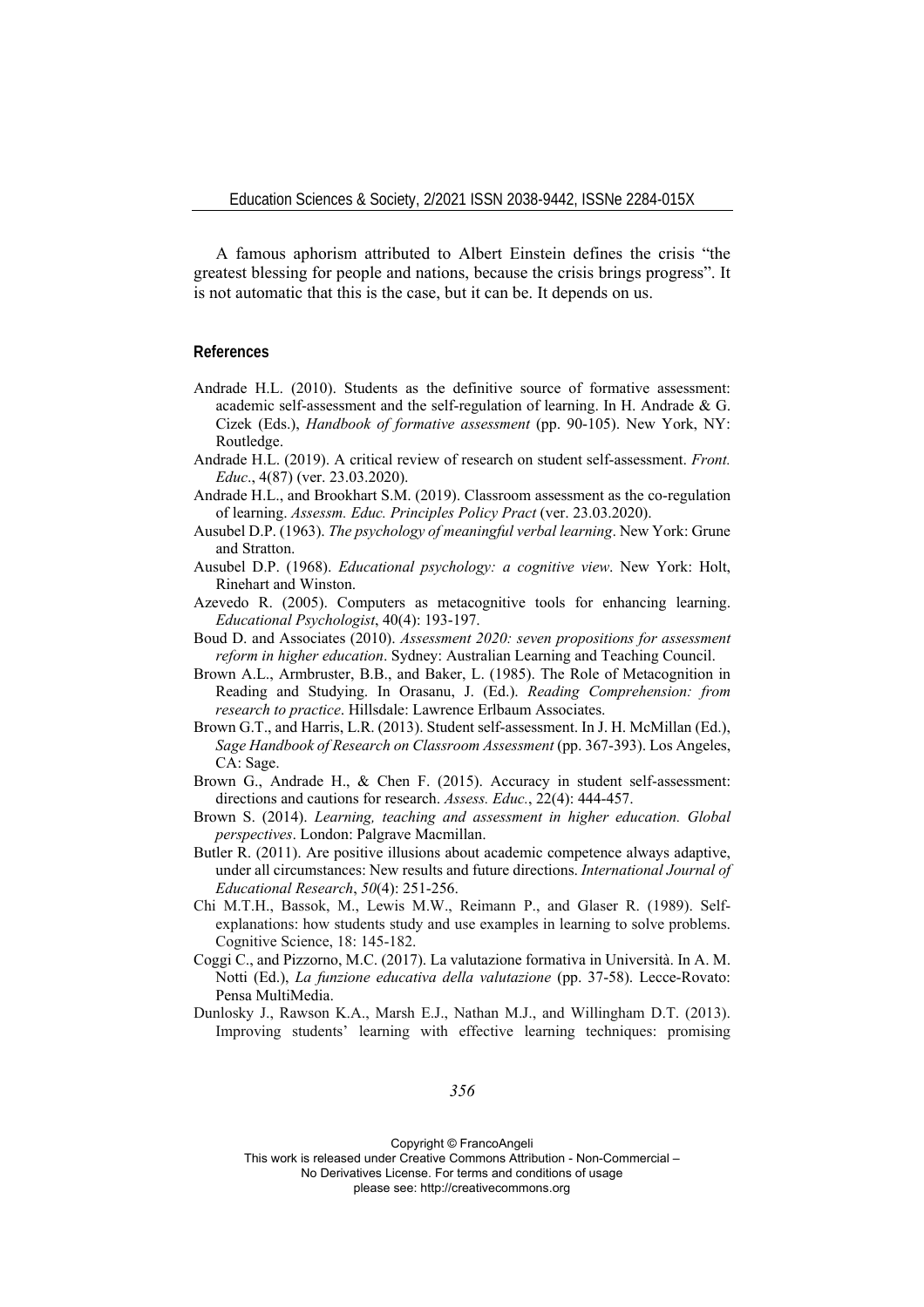A famous aphorism attributed to Albert Einstein defines the crisis "the greatest blessing for people and nations, because the crisis brings progress". It is not automatic that this is the case, but it can be. It depends on us.

## References

Andrade H.L. (2010). Students as the definitive source of formative assessment: academic self-assessment and the self-regulation of learning. In H. Andrade & G. Cizek (Eds.), *Handbook of formative assessment* (pp. 90-105). New York, NY: Routledge.

Andrade H.L. (2019). A critical review of research on student self-assessment. *Front. Educ*., 4(87) (ver. 23.03.2020).

Andrade H.L., and Brookhart S.M. (2019). Classroom assessment as the co-regulation of learning. *Assessm. Educ. Principles Policy Pract* (ver. 23.03.2020).

Ausubel D.P. (1963). *The psychology of meaningful verbal learning*. New York: Grune and Stratton.

Ausubel D.P. (1968). *Educational psychology: a cognitive view*. New York: Holt, Rinehart and Winston.

Azevedo R. (2005). Computers as metacognitive tools for enhancing learning. *Educational Psychologist*, 40(4): 193-197.

Boud D. and Associates (2010). *Assessment 2020: seven propositions for assessment reform in higher education*. Sydney: Australian Learning and Teaching Council.

Brown A.L., Armbruster, B.B., and Baker, L. (1985). The Role of Metacognition in Reading and Studying. In Orasanu, J. (Ed.). *Reading Comprehension: from research to practice*. Hillsdale: Lawrence Erlbaum Associates.

Brown G.T., and Harris, L.R. (2013). Student self-assessment. In J. H. McMillan (Ed.), *Sage Handbook of Research on Classroom Assessment* (pp. 367-393). Los Angeles, CA: Sage.

Brown G., Andrade H., & Chen F. (2015). Accuracy in student self-assessment: directions and cautions for research. *Assess. Educ.*, 22(4): 444-457.

Brown S. (2014). *Learning, teaching and assessment in higher education. Global perspectives*. London: Palgrave Macmillan.

Butler R. (2011). Are positive illusions about academic competence always adaptive, under all circumstances: New results and future directions. *International Journal of Educational Research*, *50*(4): 251-256.

Chi M.T.H., Bassok, M., Lewis M.W., Reimann P., and Glaser R. (1989). Self-explanations: how students study and use examples in learning to solve problems. Cognitive Science, 18: 145-182.

Coggi C., and Pizzorno, M.C. (2017). La valutazione formativa in Università. In A. M. Notti (Ed.), *La funzione educativa della valutazione* (pp. 37-58). Lecce-Rovato: Pensa MultiMedia.

Dunlosky J., Rawson K.A., Marsh E.J., Nathan M.J., and Willingham D.T. (2013). Improving students' learning with effective learning techniques: promising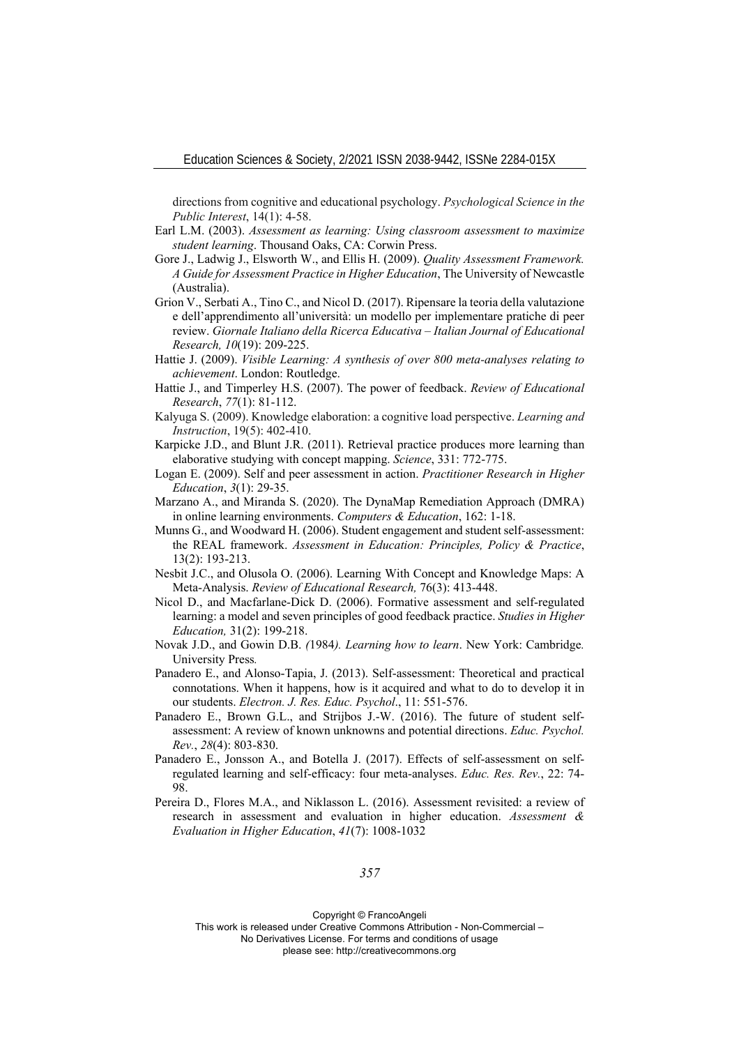directions from cognitive and educational psychology. *Psychological Science in the Public Interest*, 14(1): 4-58.

Earl L.M. (2003). *Assessment as learning: Using classroom assessment to maximize student learning*. Thousand Oaks, CA: Corwin Press.

Gore J., Ladwig J., Elsworth W., and Ellis H. (2009). *Quality Assessment Framework. A Guide for Assessment Practice in Higher Education*, The University of Newcastle (Australia).

Grion V., Serbati A., Tino C., and Nicol D. (2017). Ripensare la teoria della valutazione e dell'apprendimento all'università: un modello per implementare pratiche di peer review. *Giornale Italiano della Ricerca Educativa – Italian Journal of Educational Research, 10*(19): 209-225.

Hattie J. (2009). *Visible Learning: A synthesis of over 800 meta-analyses relating to achievement*. London: Routledge.

Hattie J., and Timperley H.S. (2007). The power of feedback. *Review of Educational Research*, *77*(1): 81-112.

Kalyuga S. (2009). Knowledge elaboration: a cognitive load perspective. *Learning and Instruction*, 19(5): 402-410.

Karpicke J.D., and Blunt J.R. (2011). Retrieval practice produces more learning than elaborative studying with concept mapping. *Science*, 331: 772-775.

Logan E. (2009). Self and peer assessment in action. *Practitioner Research in Higher Education*, *3*(1): 29-35.

Marzano A., and Miranda S. (2020). The DynaMap Remediation Approach (DMRA) in online learning environments. *Computers & Education*, 162: 1-18.

Munns G., and Woodward H. (2006). Student engagement and student self-assessment: the REAL framework. *Assessment in Education: Principles, Policy & Practice*, 13(2): 193-213.

Nesbit J.C., and Olusola O. (2006). Learning With Concept and Knowledge Maps: A Meta-Analysis. *Review of Educational Research,* 76(3): 413-448.

Nicol D., and Macfarlane-Dick D. (2006). Formative assessment and self-regulated learning: a model and seven principles of good feedback practice. *Studies in Higher Education,* 31(2): 199-218.

Novak J.D., and Gowin D.B. *(*1984*). Learning how to learn*. New York: Cambridge*.* University Press*.*

Panadero E., and Alonso-Tapia, J. (2013). Self-assessment: Theoretical and practical connotations. When it happens, how is it acquired and what to do to develop it in our students. *Electron. J. Res. Educ. Psychol*., 11: 551-576.

Panadero E., Brown G.L., and Strijbos J.-W. (2016). The future of student self-assessment: A review of known unknowns and potential directions. *Educ. Psychol. Rev.*, *28*(4): 803-830.

Panadero E., Jonsson A., and Botella J. (2017). Effects of self-assessment on self-regulated learning and self-efficacy: four meta-analyses. *Educ. Res. Rev.*, 22: 74-98.

Pereira D., Flores M.A., and Niklasson L. (2016). Assessment revisited: a review of research in assessment and evaluation in higher education. *Assessment & Evaluation in Higher Education*, *41*(7): 1008-1032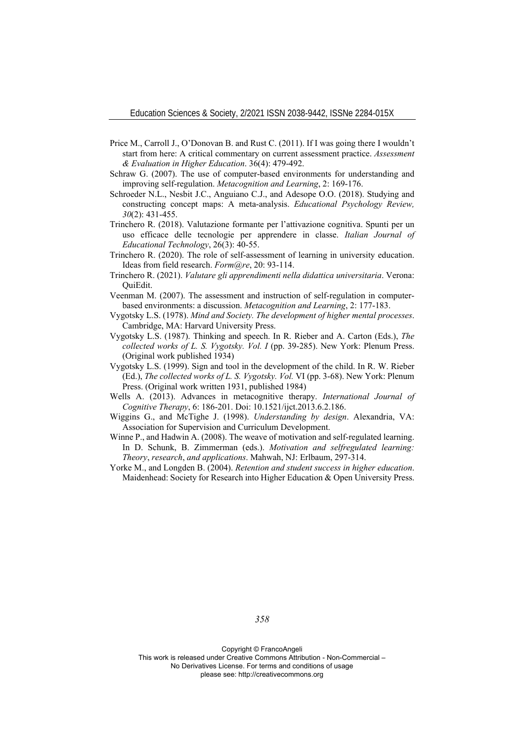Price M., Carroll J., O'Donovan B. and Rust C. (2011). If I was going there I wouldn't start from here: A critical commentary on current assessment practice. *Assessment & Evaluation in Higher Education*. 36(4): 479-492.

Schraw G. (2007). The use of computer-based environments for understanding and improving self-regulation. *Metacognition and Learning*, 2: 169-176.

Schroeder N.L., Nesbit J.C., Anguiano C.J., and Adesope O.O. (2018). Studying and constructing concept maps: A meta-analysis. *Educational Psychology Review, 30*(2): 431-455.

Trinchero R. (2018). Valutazione formante per l'attivazione cognitiva. Spunti per un uso efficace delle tecnologie per apprendere in classe. *Italian Journal of Educational Technology*, 26(3): 40-55.

Trinchero R. (2020). The role of self-assessment of learning in university education. Ideas from field research. *Form@re*, 20: 93-114.

Trinchero R. (2021). *Valutare gli apprendimenti nella didattica universitaria*. Verona: QuiEdit.

Veenman M. (2007). The assessment and instruction of self-regulation in computer-based environments: a discussion. *Metacognition and Learning*, 2: 177-183.

Vygotsky L.S. (1978). *Mind and Society. The development of higher mental processes*. Cambridge, MA: Harvard University Press.

Vygotsky L.S. (1987). Thinking and speech. In R. Rieber and A. Carton (Eds.), *The collected works of L. S. Vygotsky. Vol. I* (pp. 39-285). New York: Plenum Press. (Original work published 1934)

Vygotsky L.S. (1999). Sign and tool in the development of the child. In R. W. Rieber (Ed.), *The collected works of L. S. Vygotsky. Vol.* VI (pp. 3-68). New York: Plenum Press. (Original work written 1931, published 1984)

Wells A. (2013). Advances in metacognitive therapy. *International Journal of Cognitive Therapy*, 6: 186-201. Doi: 10.1521/ijct.2013.6.2.186.

Wiggins G., and McTighe J. (1998). *Understanding by design*. Alexandria, VA: Association for Supervision and Curriculum Development.

Winne P., and Hadwin A. (2008). The weave of motivation and self-regulated learning. In D. Schunk, B. Zimmerman (eds.). *Motivation and selfregulated learning: Theory*, *research*, *and applications*. Mahwah, NJ: Erlbaum, 297-314.

Yorke M., and Longden B. (2004). *Retention and student success in higher education*. Maidenhead: Society for Research into Higher Education & Open University Press.

Copyright © FrancoAngeli
This work is released under Creative Commons Attribution - Non-Commercial – No Derivatives License. For terms and conditions of usage please see: http://creativecommons.org